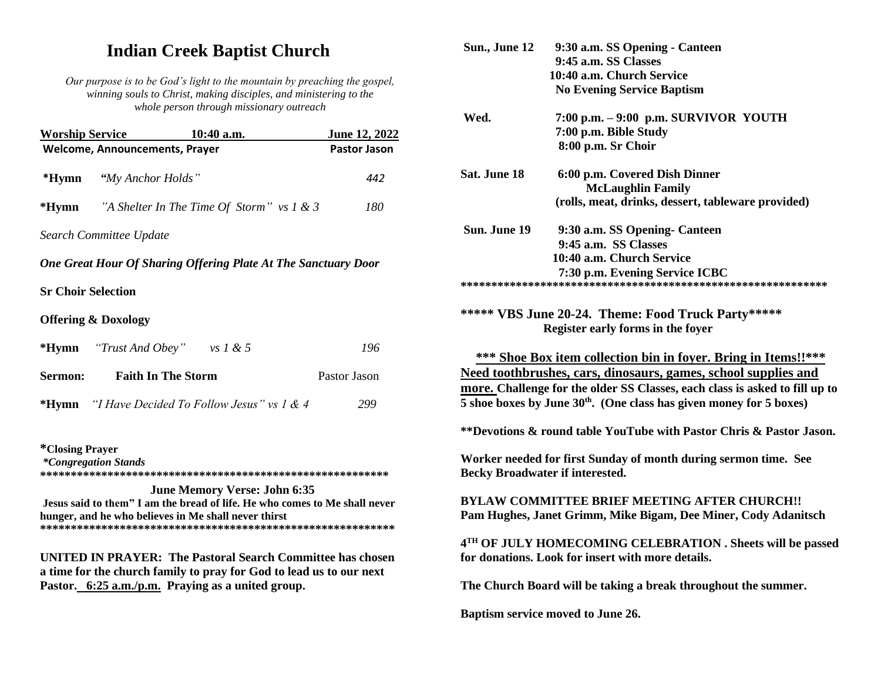# Indian Creek Baptist Church

*Our purpose is to be God's light to the mountain by preaching the gospel, winning souls to Christ, making disciples, and ministering to the whole person through missionary outreach*

**Worship Service 10:40 a.m. June 12, 2022**

**Welcome, Announcements, Prayer** — **Pastor Jason**

| | | |
|---|---|---|
| **\*Hymn** | *"My Anchor Holds"* | *442* |
| **\*Hymn** | *"A Shelter In The Time Of Storm" vs 1 & 3* | *180* |

*Search Committee Update*

***One Great Hour Of Sharing Offering Plate At The Sanctuary Door***

**Sr Choir Selection**

**Offering & Doxology**

| | | |
|---|---|---|
| **\*Hymn** | *"Trust And Obey" vs 1 & 5* | *196* |
| **Sermon:** | **Faith In The Storm** | Pastor Jason |
| **\*Hymn** | *"I Have Decided To Follow Jesus" vs 1 & 4* | *299* |

**\*Closing Prayer**
***\*Congregation Stands***

************************************************************

**June Memory Verse: John 6:35**

**Jesus said to them" I am the bread of life. He who comes to Me shall never hunger, and he who believes in Me shall never thirst**

************************************************************

**UNITED IN PRAYER: The Pastoral Search Committee has chosen a time for the church family to pray for God to lead us to our next Pastor. 6:25 a.m./p.m. Praying as a united group.**

| | |
|---|---|
| **Sun., June 12** | **9:30 a.m. SS Opening - Canteen**<br>**9:45 a.m. SS Classes**<br>**10:40 a.m. Church Service**<br>**No Evening Service Baptism** |
| **Wed.** | **7:00 p.m. – 9:00 p.m. SURVIVOR YOUTH**<br>**7:00 p.m. Bible Study**<br>**8:00 p.m. Sr Choir** |
| **Sat. June 18** | **6:00 p.m. Covered Dish Dinner**<br>**McLaughlin Family**<br>**(rolls, meat, drinks, dessert, tableware provided)** |
| **Sun. June 19** | **9:30 a.m. SS Opening- Canteen**<br>**9:45 a.m. SS Classes**<br>**10:40 a.m. Church Service**<br>**7:30 p.m. Evening Service ICBC** |

************************************************************

**\*\*\*\*\* VBS June 20-24. Theme: Food Truck Party\*\*\*\*\***
**Register early forms in the foyer**

**\*\*\* Shoe Box item collection bin in foyer. Bring in Items!!\*\*\* Need toothbrushes, cars, dinosaurs, games, school supplies and more.** **Challenge for the older SS Classes, each class is asked to fill up to 5 shoe boxes by June 30th. (One class has given money for 5 boxes)**

**\*\*Devotions & round table YouTube with Pastor Chris & Pastor Jason.**

**Worker needed for first Sunday of month during sermon time. See Becky Broadwater if interested.**

**BYLAW COMMITTEE BRIEF MEETING AFTER CHURCH!!**
**Pam Hughes, Janet Grimm, Mike Bigam, Dee Miner, Cody Adanitsch**

**4TH OF JULY HOMECOMING CELEBRATION . Sheets will be passed for donations. Look for insert with more details.**

**The Church Board will be taking a break throughout the summer.**

**Baptism service moved to June 26.**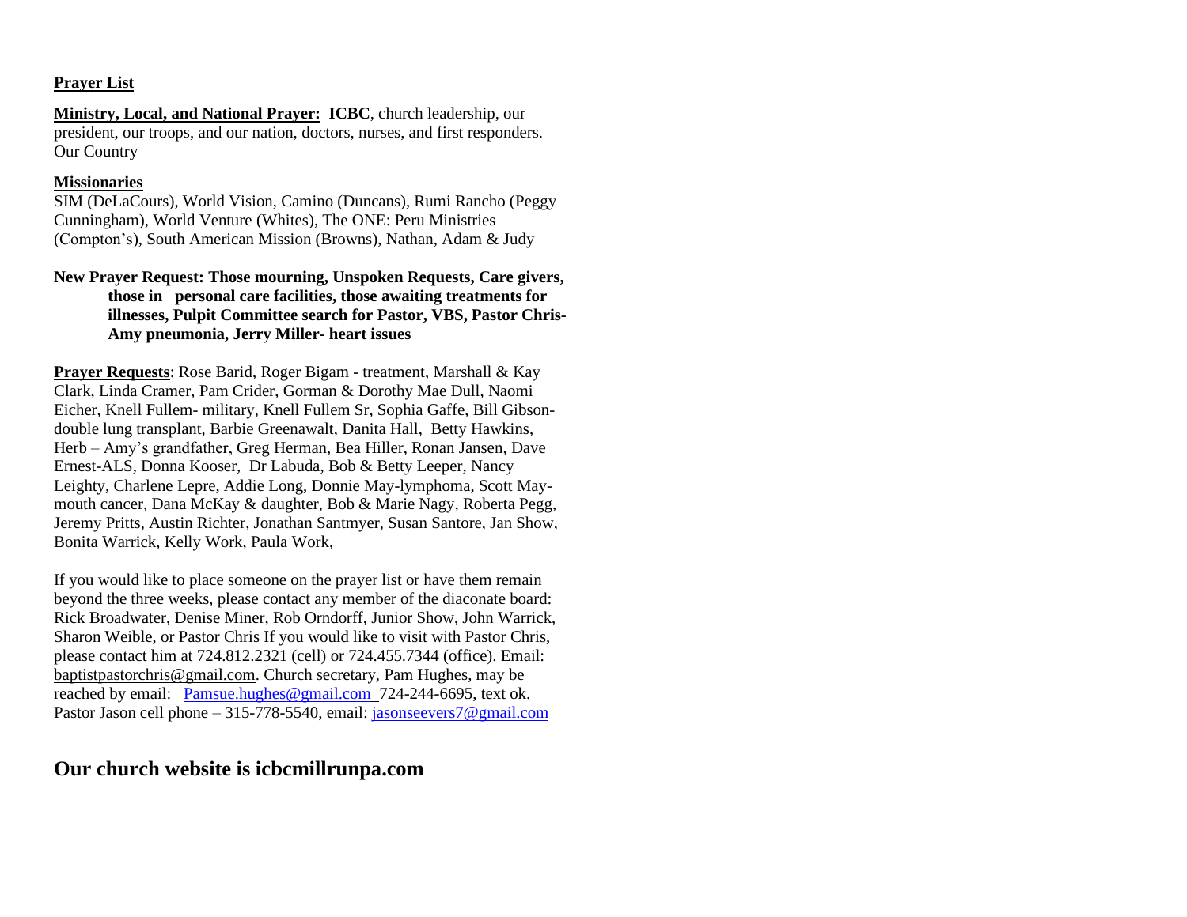**Prayer List**

**Ministry, Local, and National Prayer: ICBC**, church leadership, our president, our troops, and our nation, doctors, nurses, and first responders. Our Country

**Missionaries**

SIM (DeLaCours), World Vision, Camino (Duncans), Rumi Rancho (Peggy Cunningham), World Venture (Whites), The ONE: Peru Ministries (Compton's), South American Mission (Browns), Nathan, Adam & Judy

**New Prayer Request: Those mourning, Unspoken Requests, Care givers, those in personal care facilities, those awaiting treatments for illnesses, Pulpit Committee search for Pastor, VBS, Pastor Chris- Amy pneumonia, Jerry Miller- heart issues**

**Prayer Requests**: Rose Barid, Roger Bigam - treatment, Marshall & Kay Clark, Linda Cramer, Pam Crider, Gorman & Dorothy Mae Dull, Naomi Eicher, Knell Fullem- military, Knell Fullem Sr, Sophia Gaffe, Bill Gibson- double lung transplant, Barbie Greenawalt, Danita Hall, Betty Hawkins, Herb – Amy's grandfather, Greg Herman, Bea Hiller, Ronan Jansen, Dave Ernest-ALS, Donna Kooser, Dr Labuda, Bob & Betty Leeper, Nancy Leighty, Charlene Lepre, Addie Long, Donnie May-lymphoma, Scott May- mouth cancer, Dana McKay & daughter, Bob & Marie Nagy, Roberta Pegg, Jeremy Pritts, Austin Richter, Jonathan Santmyer, Susan Santore, Jan Show, Bonita Warrick, Kelly Work, Paula Work,

If you would like to place someone on the prayer list or have them remain beyond the three weeks, please contact any member of the diaconate board: Rick Broadwater, Denise Miner, Rob Orndorff, Junior Show, John Warrick, Sharon Weible, or Pastor Chris If you would like to visit with Pastor Chris, please contact him at 724.812.2321 (cell) or 724.455.7344 (office). Email: baptistpastorchris@gmail.com. Church secretary, Pam Hughes, may be reached by email: Pamsue.hughes@gmail.com 724-244-6695, text ok. Pastor Jason cell phone – 315-778-5540, email: jasonseevers7@gmail.com

## Our church website is icbcmillrunpa.com